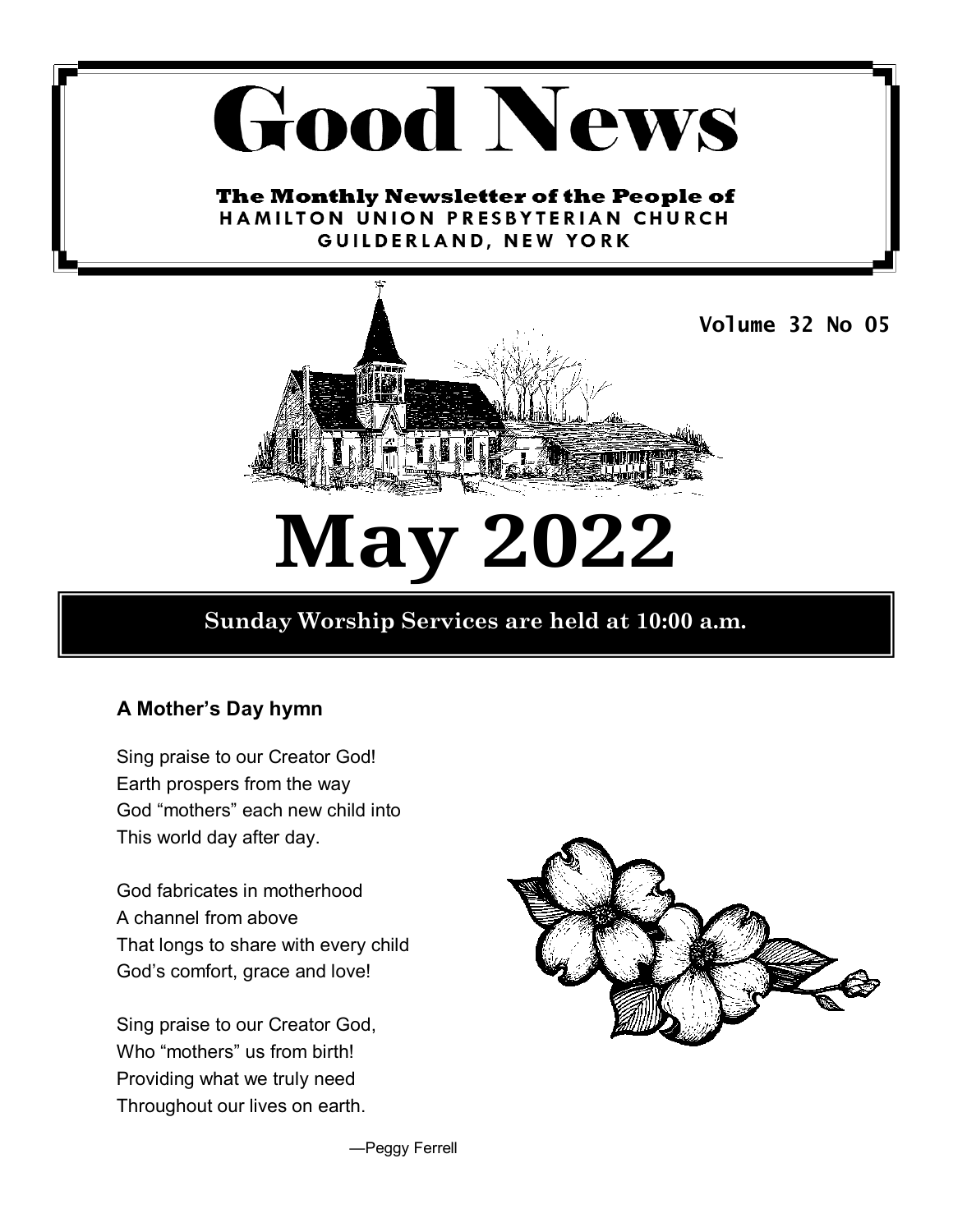# Good News

**The Monthly Newsletter of the People of**
**HAMILTON UNION PRESBYTERIAN CHURCH**
**GUILDERLAND, NEW YORK**

**Volume 32 No 05**

# May 2022

**Sunday Worship Services are held at 10:00 a.m.**

### A Mother's Day hymn

Sing praise to our Creator God!
Earth prospers from the way
God "mothers" each new child into
This world day after day.

God fabricates in motherhood
A channel from above
That longs to share with every child
God's comfort, grace and love!

Sing praise to our Creator God,
Who "mothers" us from birth!
Providing what we truly need
Throughout our lives on earth.

—Peggy Ferrell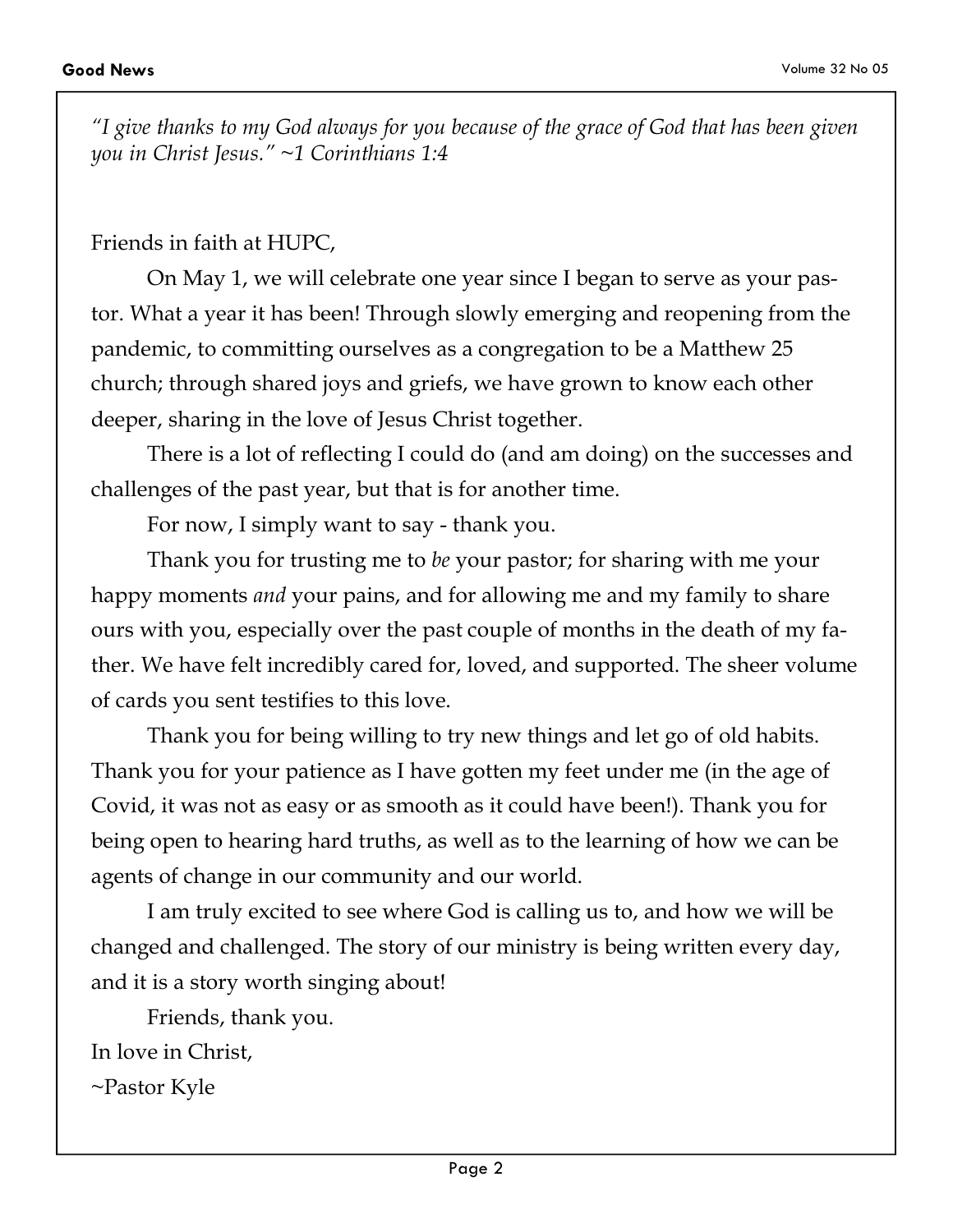*"I give thanks to my God always for you because of the grace of God that has been given you in Christ Jesus." ~1 Corinthians 1:4*

Friends in faith at HUPC,

On May 1, we will celebrate one year since I began to serve as your pastor. What a year it has been! Through slowly emerging and reopening from the pandemic, to committing ourselves as a congregation to be a Matthew 25 church; through shared joys and griefs, we have grown to know each other deeper, sharing in the love of Jesus Christ together.

There is a lot of reflecting I could do (and am doing) on the successes and challenges of the past year, but that is for another time.

For now, I simply want to say - thank you.

Thank you for trusting me to *be* your pastor; for sharing with me your happy moments *and* your pains, and for allowing me and my family to share ours with you, especially over the past couple of months in the death of my father. We have felt incredibly cared for, loved, and supported. The sheer volume of cards you sent testifies to this love.

Thank you for being willing to try new things and let go of old habits. Thank you for your patience as I have gotten my feet under me (in the age of Covid, it was not as easy or as smooth as it could have been!). Thank you for being open to hearing hard truths, as well as to the learning of how we can be agents of change in our community and our world.

I am truly excited to see where God is calling us to, and how we will be changed and challenged. The story of our ministry is being written every day, and it is a story worth singing about!

Friends, thank you.

In love in Christ,

~Pastor Kyle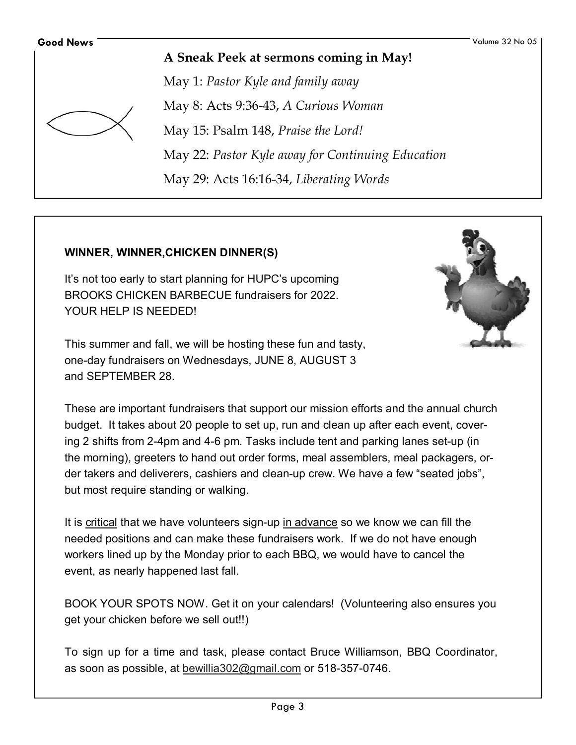## A Sneak Peek at sermons coming in May!

May 1: *Pastor Kyle and family away*

May 8: Acts 9:36-43, *A Curious Woman*

May 15: Psalm 148, *Praise the Lord!*

May 22: *Pastor Kyle away for Continuing Education*

May 29: Acts 16:16-34, *Liberating Words*

**WINNER, WINNER,CHICKEN DINNER(S)**

It's not too early to start planning for HUPC's upcoming BROOKS CHICKEN BARBECUE fundraisers for 2022. YOUR HELP IS NEEDED!

This summer and fall, we will be hosting these fun and tasty, one-day fundraisers on Wednesdays, JUNE 8, AUGUST 3 and SEPTEMBER 28.

These are important fundraisers that support our mission efforts and the annual church budget. It takes about 20 people to set up, run and clean up after each event, covering 2 shifts from 2-4pm and 4-6 pm. Tasks include tent and parking lanes set-up (in the morning), greeters to hand out order forms, meal assemblers, meal packagers, order takers and deliverers, cashiers and clean-up crew. We have a few "seated jobs", but most require standing or walking.

It is critical that we have volunteers sign-up in advance so we know we can fill the needed positions and can make these fundraisers work. If we do not have enough workers lined up by the Monday prior to each BBQ, we would have to cancel the event, as nearly happened last fall.

BOOK YOUR SPOTS NOW. Get it on your calendars! (Volunteering also ensures you get your chicken before we sell out!!)

To sign up for a time and task, please contact Bruce Williamson, BBQ Coordinator, as soon as possible, at bewillia302@gmail.com or 518-357-0746.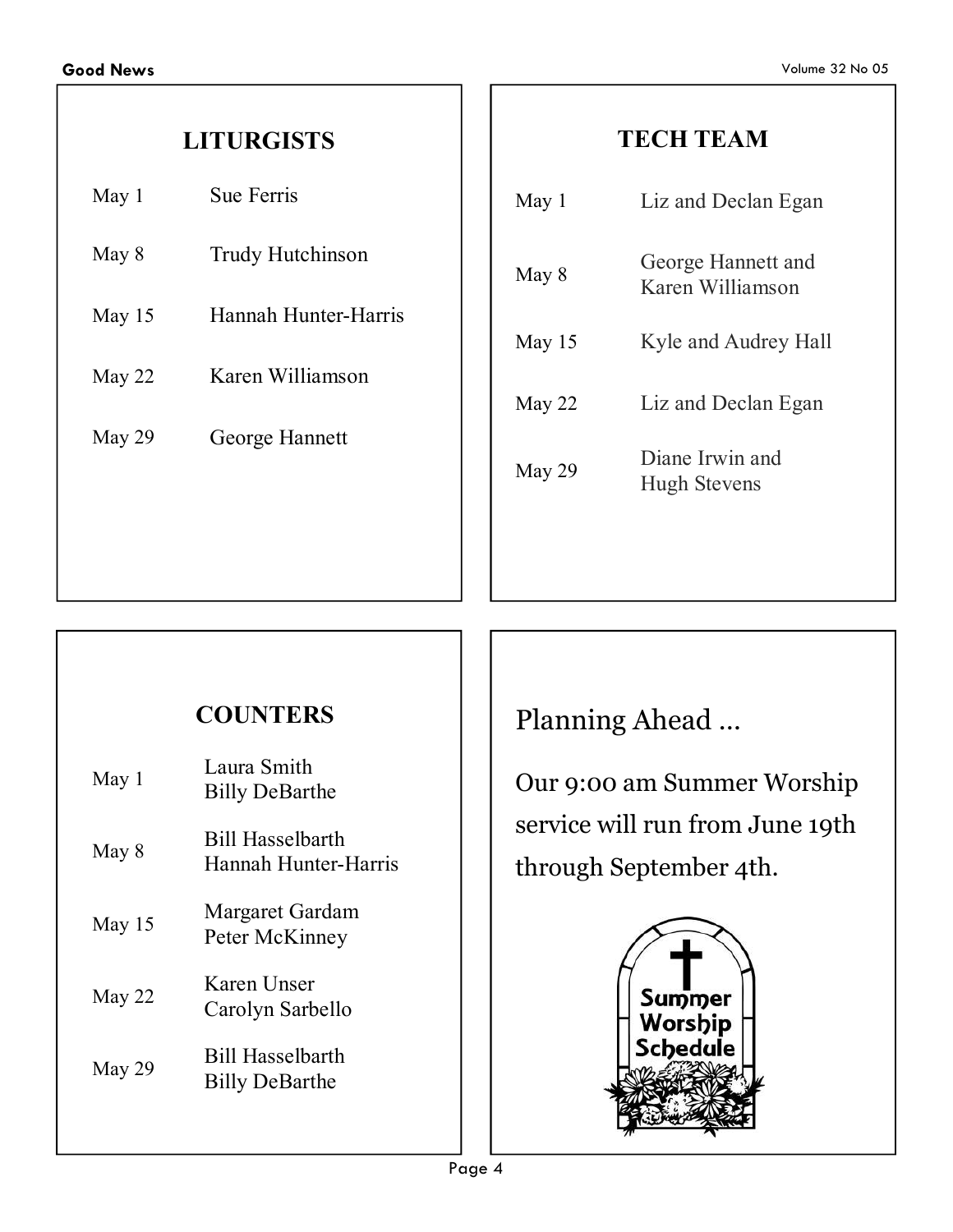## LITURGISTS

| | |
|---|---|
| May 1 | Sue Ferris |
| May 8 | Trudy Hutchinson |
| May 15 | Hannah Hunter-Harris |
| May 22 | Karen Williamson |
| May 29 | George Hannett |

## TECH TEAM

| | |
|---|---|
| May 1 | Liz and Declan Egan |
| May 8 | George Hannett and Karen Williamson |
| May 15 | Kyle and Audrey Hall |
| May 22 | Liz and Declan Egan |
| May 29 | Diane Irwin and Hugh Stevens |

## COUNTERS

| | |
|---|---|
| May 1 | Laura Smith<br>Billy DeBarthe |
| May 8 | Bill Hasselbarth<br>Hannah Hunter-Harris |
| May 15 | Margaret Gardam<br>Peter McKinney |
| May 22 | Karen Unser<br>Carolyn Sarbello |
| May 29 | Bill Hasselbarth<br>Billy DeBarthe |

## Planning Ahead ...

Our 9:00 am Summer Worship service will run from June 19th through September 4th.

Summer Worship Schedule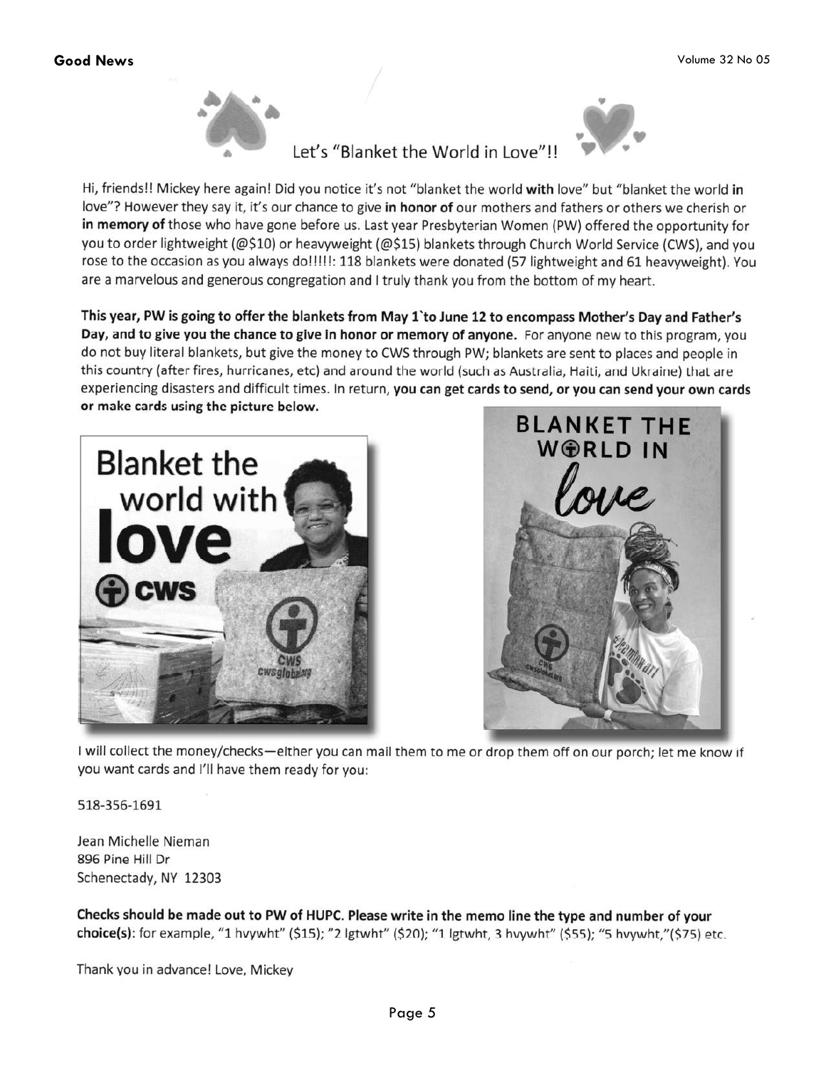## Let's "Blanket the World in Love"!!

Hi, friends!! Mickey here again! Did you notice it's not "blanket the world **with** love" but "blanket the world **in** love"? However they say it, it's our chance to give **in honor of** our mothers and fathers or others we cherish or **in memory of** those who have gone before us. Last year Presbyterian Women (PW) offered the opportunity for you to order lightweight (@$10) or heavyweight (@$15) blankets through Church World Service (CWS), and you rose to the occasion as you always do!!!!!: 118 blankets were donated (57 lightweight and 61 heavyweight). You are a marvelous and generous congregation and I truly thank you from the bottom of my heart.

**This year, PW is going to offer the blankets from May 1`to June 12 to encompass Mother's Day and Father's Day, and to give you the chance to give in honor or memory of anyone.** For anyone new to this program, you do not buy literal blankets, but give the money to CWS through PW; blankets are sent to places and people in this country (after fires, hurricanes, etc) and around the world (such as Australia, Haiti, and Ukraine) that are experiencing disasters and difficult times. In return, **you can get cards to send, or you can send your own cards or make cards using the picture below.**

I will collect the money/checks—either you can mail them to me or drop them off on our porch; let me know if you want cards and I'll have them ready for you:

518-356-1691

Jean Michelle Nieman
896 Pine Hill Dr
Schenectady, NY 12303

**Checks should be made out to PW of HUPC. Please write in the memo line the type and number of your choice(s)**: for example, "1 hvywht" ($15); "2 lgtwht" ($20); "1 lgtwht, 3 hvywht" ($55); "5 hvywht,"($75) etc.

Thank you in advance! Love, Mickey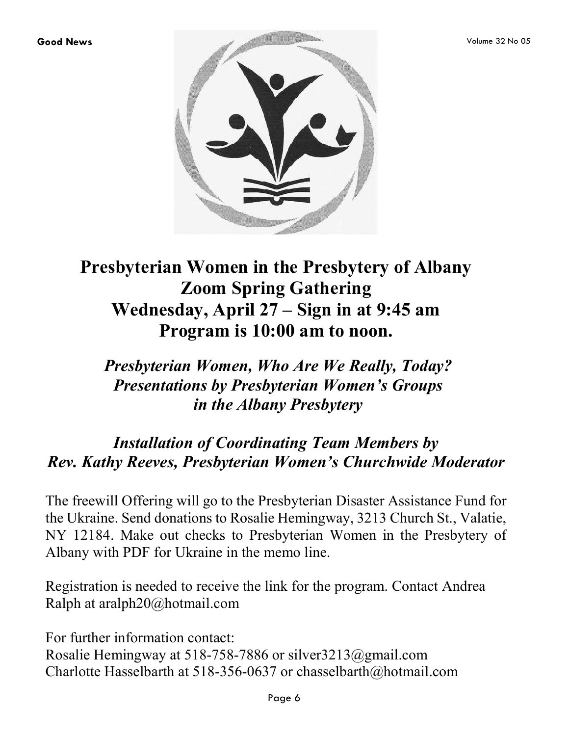# Presbyterian Women in the Presbytery of Albany Zoom Spring Gathering Wednesday, April 27 – Sign in at 9:45 am Program is 10:00 am to noon.

## *Presbyterian Women, Who Are We Really, Today? Presentations by Presbyterian Women's Groups in the Albany Presbytery*

## *Installation of Coordinating Team Members by Rev. Kathy Reeves, Presbyterian Women's Churchwide Moderator*

The freewill Offering will go to the Presbyterian Disaster Assistance Fund for the Ukraine. Send donations to Rosalie Hemingway, 3213 Church St., Valatie, NY 12184. Make out checks to Presbyterian Women in the Presbytery of Albany with PDF for Ukraine in the memo line.

Registration is needed to receive the link for the program. Contact Andrea Ralph at aralph20@hotmail.com

For further information contact:
Rosalie Hemingway at 518-758-7886 or silver3213@gmail.com
Charlotte Hasselbarth at 518-356-0637 or chasselbarth@hotmail.com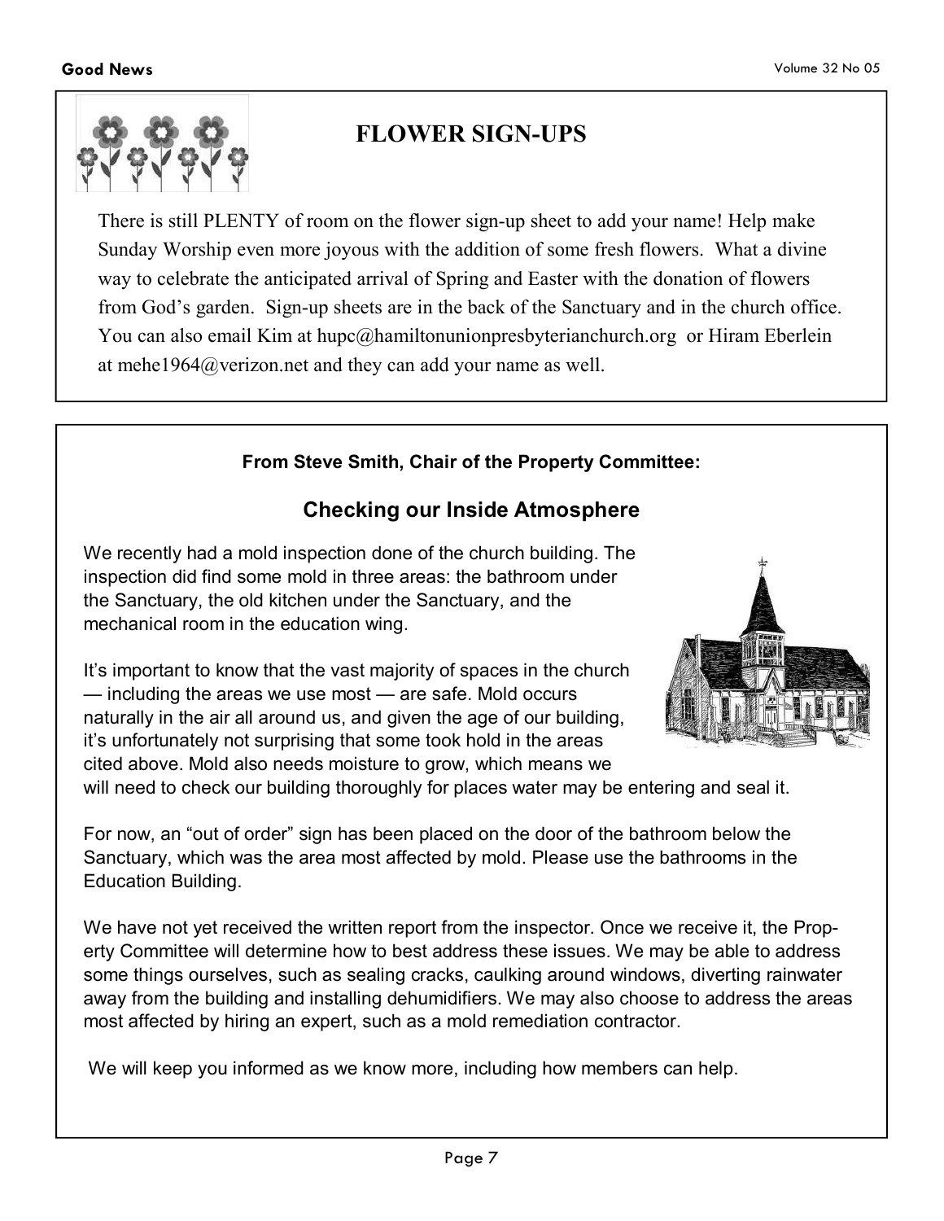## FLOWER SIGN-UPS

There is still PLENTY of room on the flower sign-up sheet to add your name! Help make Sunday Worship even more joyous with the addition of some fresh flowers. What a divine way to celebrate the anticipated arrival of Spring and Easter with the donation of flowers from God's garden. Sign-up sheets are in the back of the Sanctuary and in the church office. You can also email Kim at hupc@hamiltonunionpresbyterianchurch.org or Hiram Eberlein at mehe1964@verizon.net and they can add your name as well.

**From Steve Smith, Chair of the Property Committee:**

## Checking our Inside Atmosphere

We recently had a mold inspection done of the church building. The inspection did find some mold in three areas: the bathroom under the Sanctuary, the old kitchen under the Sanctuary, and the mechanical room in the education wing.

It's important to know that the vast majority of spaces in the church — including the areas we use most — are safe. Mold occurs naturally in the air all around us, and given the age of our building, it's unfortunately not surprising that some took hold in the areas cited above. Mold also needs moisture to grow, which means we will need to check our building thoroughly for places water may be entering and seal it.

For now, an "out of order" sign has been placed on the door of the bathroom below the Sanctuary, which was the area most affected by mold. Please use the bathrooms in the Education Building.

We have not yet received the written report from the inspector. Once we receive it, the Property Committee will determine how to best address these issues. We may be able to address some things ourselves, such as sealing cracks, caulking around windows, diverting rainwater away from the building and installing dehumidifiers. We may also choose to address the areas most affected by hiring an expert, such as a mold remediation contractor.

We will keep you informed as we know more, including how members can help.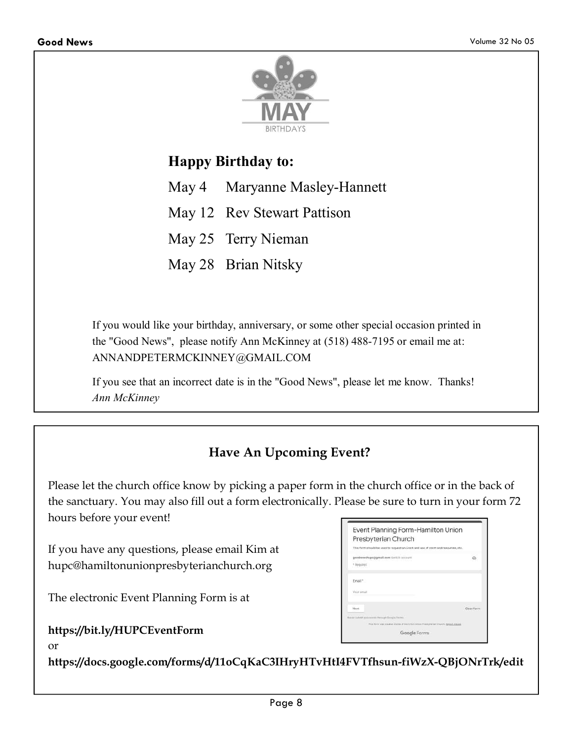MAY

BIRTHDAYS

## Happy Birthday to:

May 4 Maryanne Masley-Hannett

May 12 Rev Stewart Pattison

May 25 Terry Nieman

May 28 Brian Nitsky

If you would like your birthday, anniversary, or some other special occasion printed in the "Good News", please notify Ann McKinney at (518) 488-7195 or email me at: ANNANDPETERMCKINNEY@GMAIL.COM

If you see that an incorrect date is in the "Good News", please let me know. Thanks!
*Ann McKinney*

## Have An Upcoming Event?

Please let the church office know by picking a paper form in the church office or in the back of the sanctuary. You may also fill out a form electronically. Please be sure to turn in your form 72 hours before your event!

If you have any questions, please email Kim at hupc@hamiltonunionpresbyterianchurch.org

The electronic Event Planning Form is at

**https://bit.ly/HUPCEventForm**

or

**https://docs.google.com/forms/d/11oCqKaC3IHryHTvHtI4FVTfhsun-fiWzX-QBjONrTrk/edit**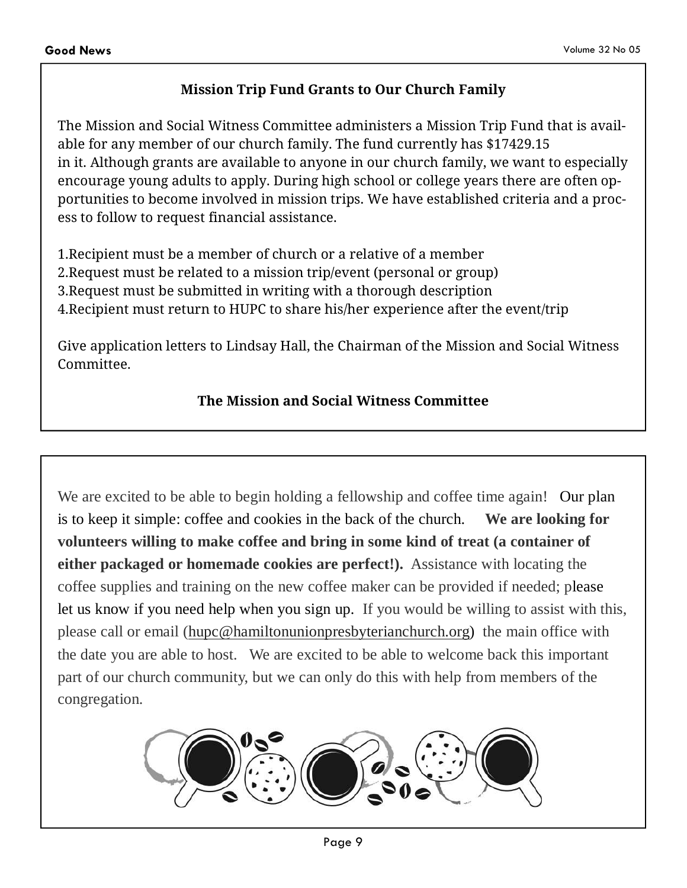## Mission Trip Fund Grants to Our Church Family

The Mission and Social Witness Committee administers a Mission Trip Fund that is available for any member of our church family. The fund currently has $17429.15 in it. Although grants are available to anyone in our church family, we want to especially encourage young adults to apply. During high school or college years there are often opportunities to become involved in mission trips. We have established criteria and a process to follow to request financial assistance.

1. Recipient must be a member of church or a relative of a member
2. Request must be related to a mission trip/event (personal or group)
3. Request must be submitted in writing with a thorough description
4. Recipient must return to HUPC to share his/her experience after the event/trip

Give application letters to Lindsay Hall, the Chairman of the Mission and Social Witness Committee.

**The Mission and Social Witness Committee**

---

We are excited to be able to begin holding a fellowship and coffee time again! Our plan is to keep it simple: coffee and cookies in the back of the church. **We are looking for volunteers willing to make coffee and bring in some kind of treat (a container of either packaged or homemade cookies are perfect!).** Assistance with locating the coffee supplies and training on the new coffee maker can be provided if needed; please let us know if you need help when you sign up. If you would be willing to assist with this, please call or email (hupc@hamiltonunionpresbyterianchurch.org) the main office with the date you are able to host. We are excited to be able to welcome back this important part of our church community, but we can only do this with help from members of the congregation.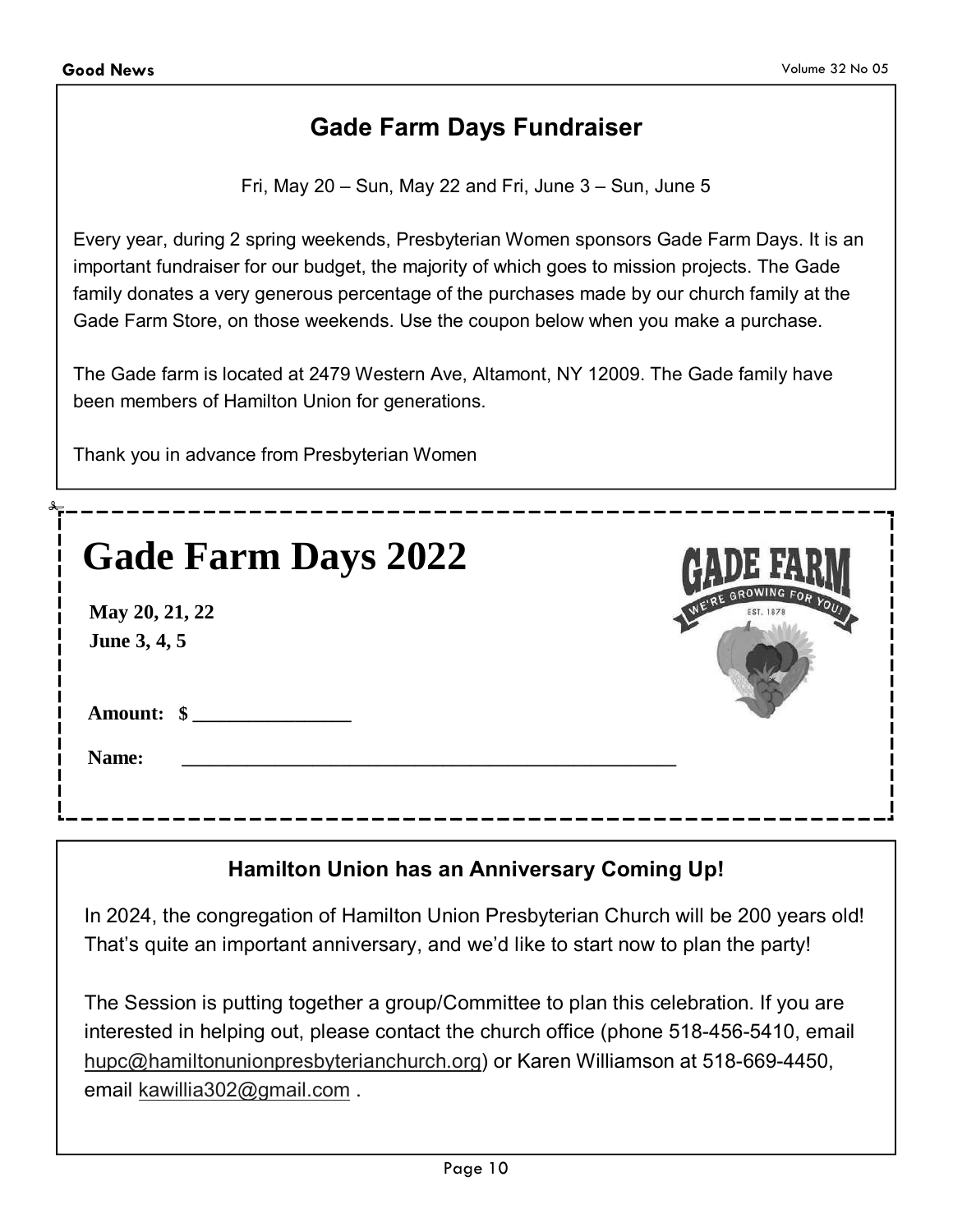## Gade Farm Days Fundraiser

Fri, May 20 – Sun, May 22 and Fri, June 3 – Sun, June 5

Every year, during 2 spring weekends, Presbyterian Women sponsors Gade Farm Days. It is an important fundraiser for our budget, the majority of which goes to mission projects. The Gade family donates a very generous percentage of the purchases made by our church family at the Gade Farm Store, on those weekends. Use the coupon below when you make a purchase.

The Gade farm is located at 2479 Western Ave, Altamont, NY 12009. The Gade family have been members of Hamilton Union for generations.

Thank you in advance from Presbyterian Women

---

# Gade Farm Days 2022

**May 20, 21, 22**
**June 3, 4, 5**

GADE FARM — WE'RE GROWING FOR YOU! — EST. 1878

**Amount: $** ________________

**Name:** __________________________________________________

---

## Hamilton Union has an Anniversary Coming Up!

In 2024, the congregation of Hamilton Union Presbyterian Church will be 200 years old! That's quite an important anniversary, and we'd like to start now to plan the party!

The Session is putting together a group/Committee to plan this celebration. If you are interested in helping out, please contact the church office (phone 518-456-5410, email hupc@hamiltonunionpresbyterianchurch.org) or Karen Williamson at 518-669-4450, email kawillia302@gmail.com .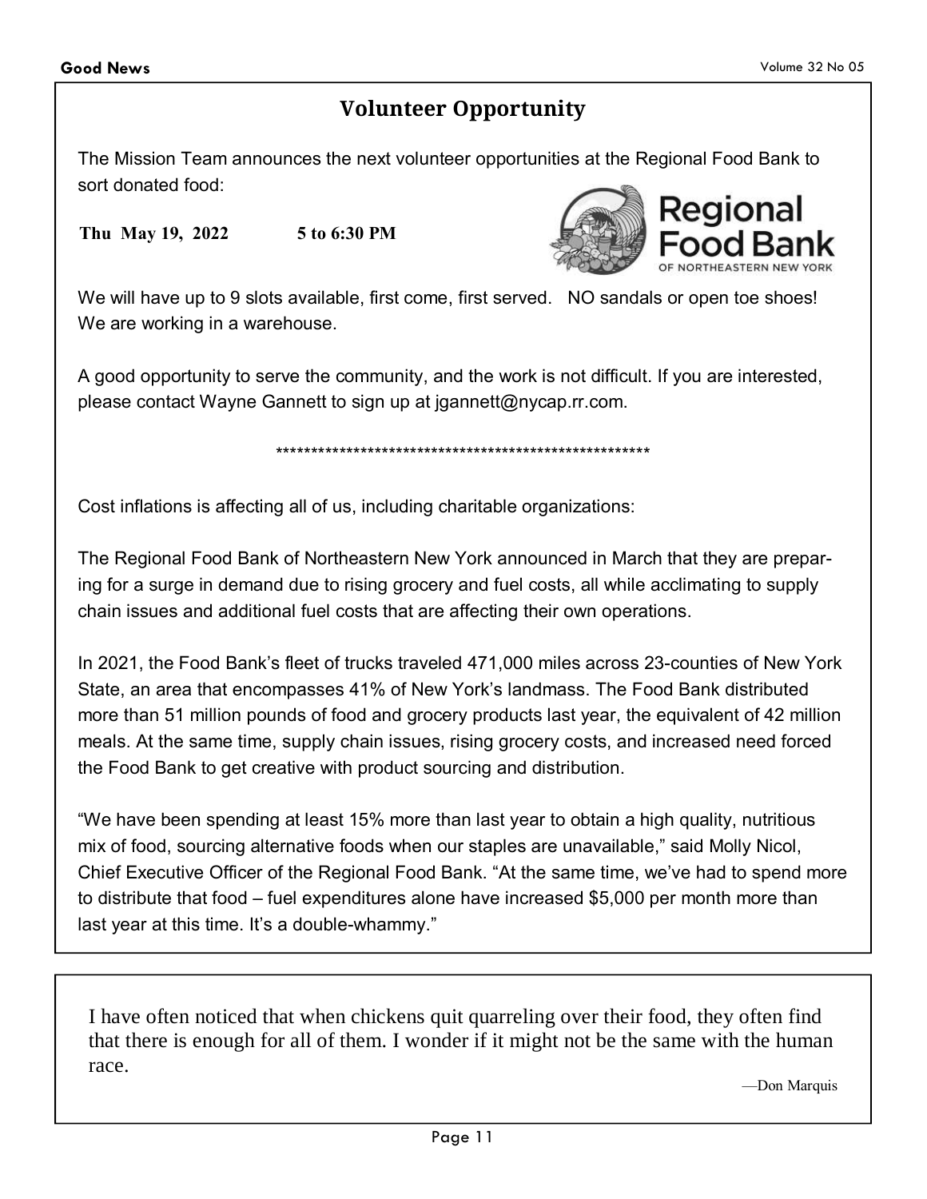## Volunteer Opportunity

The Mission Team announces the next volunteer opportunities at the Regional Food Bank to sort donated food:

**Thu May 19, 2022 5 to 6:30 PM**

We will have up to 9 slots available, first come, first served. NO sandals or open toe shoes! We are working in a warehouse.

A good opportunity to serve the community, and the work is not difficult. If you are interested, please contact Wayne Gannett to sign up at jgannett@nycap.rr.com.

*******************************************************

Cost inflations is affecting all of us, including charitable organizations:

The Regional Food Bank of Northeastern New York announced in March that they are preparing for a surge in demand due to rising grocery and fuel costs, all while acclimating to supply chain issues and additional fuel costs that are affecting their own operations.

In 2021, the Food Bank's fleet of trucks traveled 471,000 miles across 23-counties of New York State, an area that encompasses 41% of New York's landmass. The Food Bank distributed more than 51 million pounds of food and grocery products last year, the equivalent of 42 million meals. At the same time, supply chain issues, rising grocery costs, and increased need forced the Food Bank to get creative with product sourcing and distribution.

"We have been spending at least 15% more than last year to obtain a high quality, nutritious mix of food, sourcing alternative foods when our staples are unavailable," said Molly Nicol, Chief Executive Officer of the Regional Food Bank. "At the same time, we've had to spend more to distribute that food – fuel expenditures alone have increased $5,000 per month more than last year at this time. It's a double-whammy."

---

I have often noticed that when chickens quit quarreling over their food, they often find that there is enough for all of them. I wonder if it might not be the same with the human race.

—Don Marquis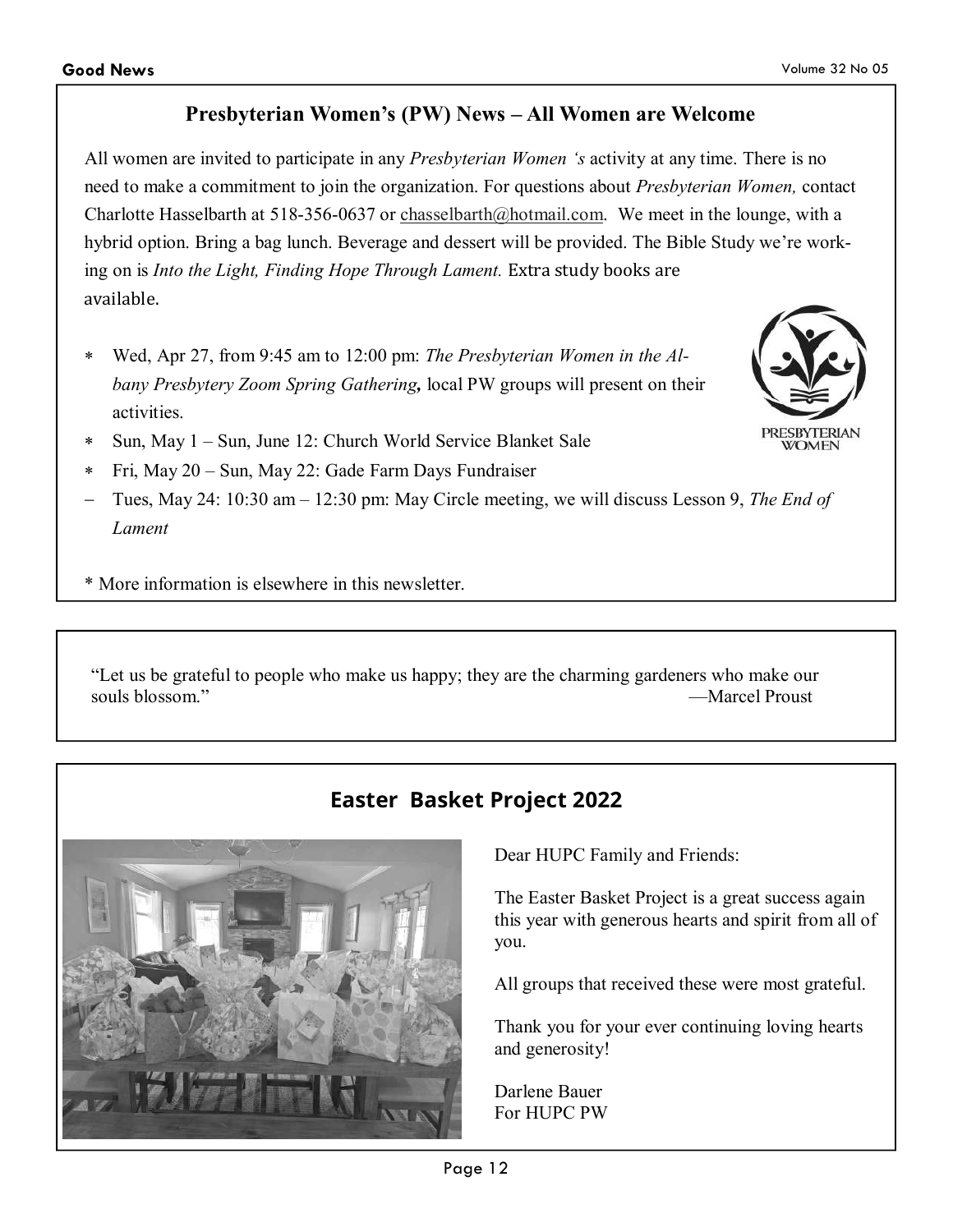## Presbyterian Women's (PW) News – All Women are Welcome

All women are invited to participate in any *Presbyterian Women 's* activity at any time. There is no need to make a commitment to join the organization. For questions about *Presbyterian Women,* contact Charlotte Hasselbarth at 518-356-0637 or chasselbarth@hotmail.com. We meet in the lounge, with a hybrid option. Bring a bag lunch. Beverage and dessert will be provided. The Bible Study we're working on is *Into the Light, Finding Hope Through Lament.* Extra study books are available.

- * Wed, Apr 27, from 9:45 am to 12:00 pm: *The Presbyterian Women in the Albany Presbytery Zoom Spring Gathering,* local PW groups will present on their activities.
- * Sun, May 1 – Sun, June 12: Church World Service Blanket Sale
- * Fri, May 20 – Sun, May 22: Gade Farm Days Fundraiser
- – Tues, May 24: 10:30 am – 12:30 pm: May Circle meeting, we will discuss Lesson 9, *The End of Lament*

\* More information is elsewhere in this newsletter.

---

"Let us be grateful to people who make us happy; they are the charming gardeners who make our souls blossom." —Marcel Proust

---

## Easter Basket Project 2022

Dear HUPC Family and Friends:

The Easter Basket Project is a great success again this year with generous hearts and spirit from all of you.

All groups that received these were most grateful.

Thank you for your ever continuing loving hearts and generosity!

Darlene Bauer
For HUPC PW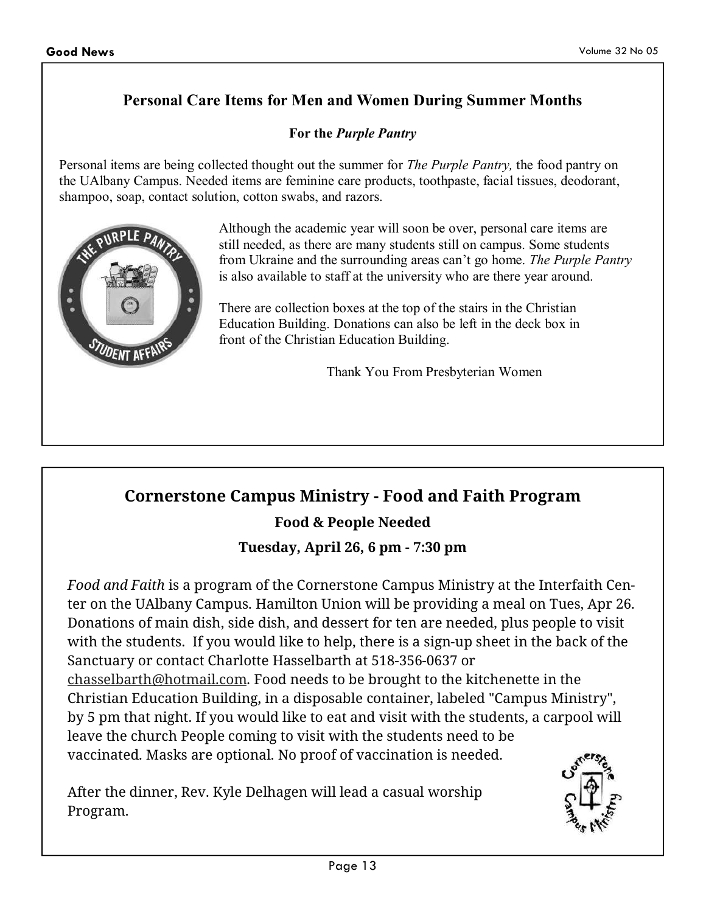## Personal Care Items for Men and Women During Summer Months

**For the *Purple Pantry***

Personal items are being collected thought out the summer for *The Purple Pantry,* the food pantry on the UAlbany Campus. Needed items are feminine care products, toothpaste, facial tissues, deodorant, shampoo, soap, contact solution, cotton swabs, and razors.

Although the academic year will soon be over, personal care items are still needed, as there are many students still on campus. Some students from Ukraine and the surrounding areas can't go home. *The Purple Pantry* is also available to staff at the university who are there year around.

There are collection boxes at the top of the stairs in the Christian Education Building. Donations can also be left in the deck box in front of the Christian Education Building.

Thank You From Presbyterian Women

## Cornerstone Campus Ministry - Food and Faith Program

**Food & People Needed**

**Tuesday, April 26, 6 pm - 7:30 pm**

*Food and Faith* is a program of the Cornerstone Campus Ministry at the Interfaith Center on the UAlbany Campus. Hamilton Union will be providing a meal on Tues, Apr 26. Donations of main dish, side dish, and dessert for ten are needed, plus people to visit with the students. If you would like to help, there is a sign-up sheet in the back of the Sanctuary or contact Charlotte Hasselbarth at 518-356-0637 or chasselbarth@hotmail.com. Food needs to be brought to the kitchenette in the Christian Education Building, in a disposable container, labeled "Campus Ministry", by 5 pm that night. If you would like to eat and visit with the students, a carpool will leave the church People coming to visit with the students need to be vaccinated. Masks are optional. No proof of vaccination is needed.

After the dinner, Rev. Kyle Delhagen will lead a casual worship Program.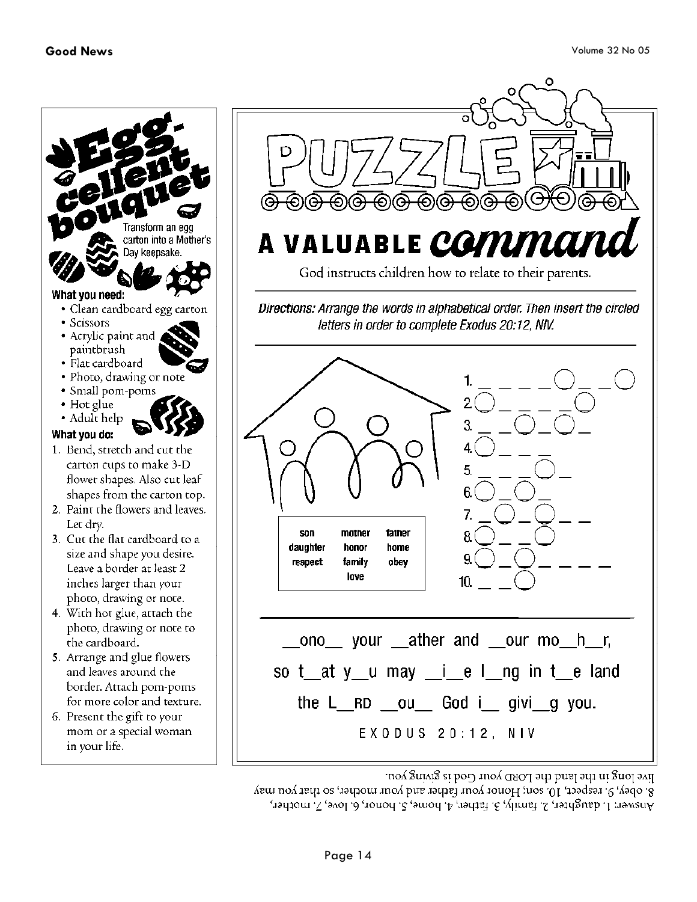# Egg-cellent bouquet

Transform an egg carton into a Mother's Day keepsake.

**What you need:**

- Clean cardboard egg carton
- Scissors
- Acrylic paint and paintbrush
- Flat cardboard
- Photo, drawing or note
- Small pom-poms
- Hot glue
- Adult help

**What you do:**

1. Bend, stretch and cut the carton cups to make 3-D flower shapes. Also cut leaf shapes from the carton top.
2. Paint the flowers and leaves. Let dry.
3. Cut the flat cardboard to a size and shape you desire. Leave a border at least 2 inches larger than your photo, drawing or note.
4. With hot glue, attach the photo, drawing or note to the cardboard.
5. Arrange and glue flowers and leaves around the border. Attach pom-poms for more color and texture.
6. Present the gift to your mom or a special woman in your life.

# PUZZLE

## A VALUABLE command

God instructs children how to relate to their parents.

***Directions:** Arrange the words in alphabetical order. Then insert the circled letters in order to complete Exodus 20:12, NIV.*

| | | |
|---|---|---|
| son | mother | father |
| daughter | honor | home |
| respect | family | obey |
| | love | |

1. _ _ _ _ ◯ _ _ ◯
2. ◯ _ _ _ _ ◯
3. _ _ ◯ _ ◯ _
4. ◯ _ _ _
5. _ _ _ ◯ _
6. ◯ _ ◯ _
7. _ ◯ _ ◯ _ _
8. ◯ _ _ ◯
9. ◯ _ ◯ _ _ _ _
10. _ _ ◯

__ono__ your __ather and __our mo__h__r,

so t__at y__u may __i__e l__ng in t__e land

the L__RD __ou__ God i__ givi__g you.

EXODUS 20:12, NIV

Answer: 1. daughter, 2. family, 3. father, 4. home, 5. honor, 6. love, 7. mother, 8. obey, 9. respect, 10. son; Honor your father and your mother, so that you may live long in the land the LORD your God is giving you.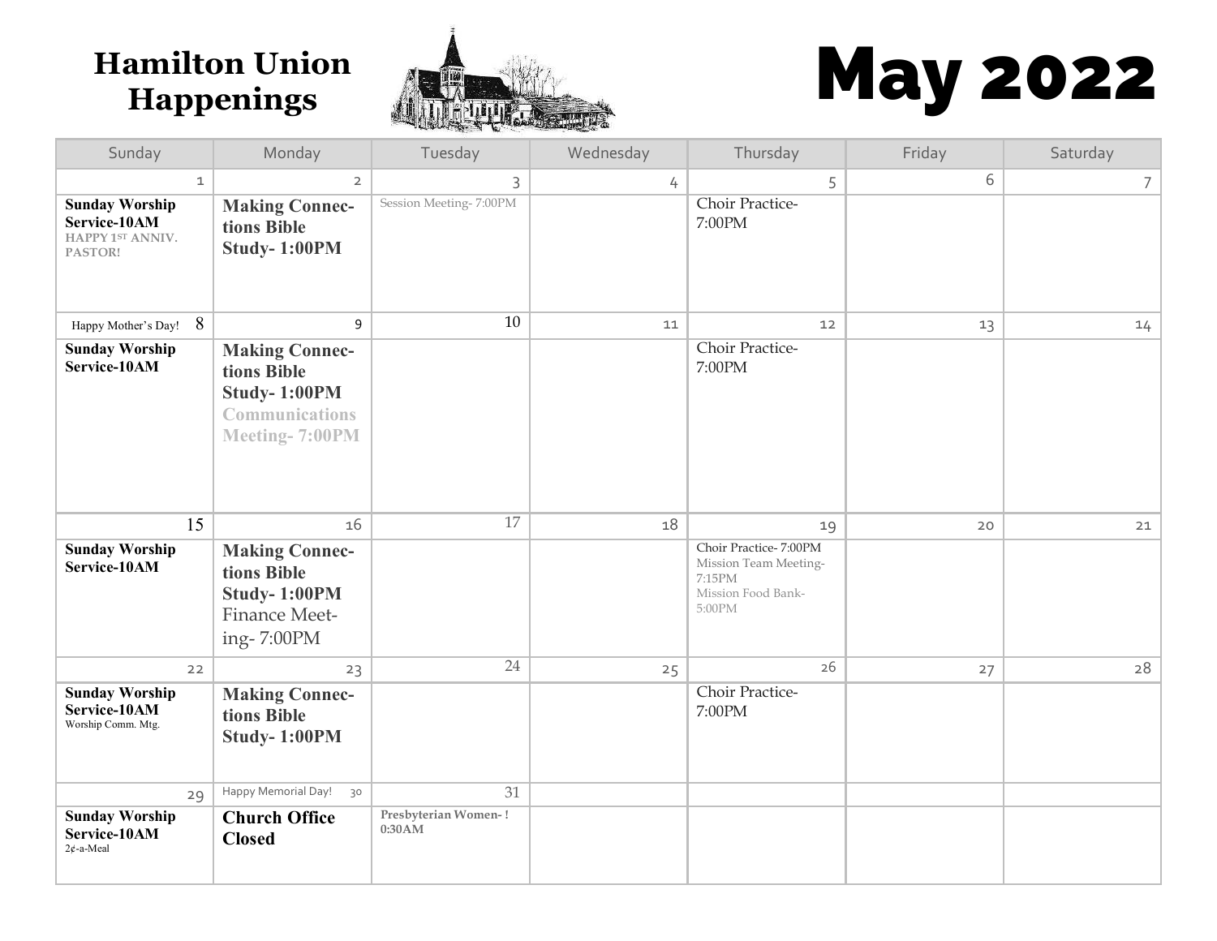# Hamilton Union Happenings

# May 2022

| Sunday | Monday | Tuesday | Wednesday | Thursday | Friday | Saturday |
|---|---|---|---|---|---|---|
| 1 | 2 | 3 | 4 | 5 | 6 | 7 |
| **Sunday Worship Service-10AM** HAPPY 1ST ANNIV. PASTOR! | **Making Connec-tions Bible Study- 1:00PM** | Session Meeting- 7:00PM | | Choir Practice- 7:00PM | | |
| Happy Mother's Day! 8 | 9 | 10 | 11 | 12 | 13 | 14 |
| **Sunday Worship Service-10AM** | **Making Connec-tions Bible Study- 1:00PM** **Communications Meeting- 7:00PM** | | | Choir Practice- 7:00PM | | |
| 15 | 16 | 17 | 18 | 19 | 20 | 21 |
| **Sunday Worship Service-10AM** | **Making Connec-tions Bible Study- 1:00PM** Finance Meet-ing- 7:00PM | | | Choir Practice- 7:00PM Mission Team Meeting- 7:15PM Mission Food Bank- 5:00PM | | |
| 22 | 23 | 24 | 25 | 26 | 27 | 28 |
| **Sunday Worship Service-10AM** Worship Comm. Mtg. | **Making Connec-tions Bible Study- 1:00PM** | | | Choir Practice- 7:00PM | | |
| 29 | Happy Memorial Day! 30 | 31 | | | | |
| **Sunday Worship Service-10AM** 2¢-a-Meal | **Church Office Closed** | **Presbyterian Women- ! 0:30AM** | | | | |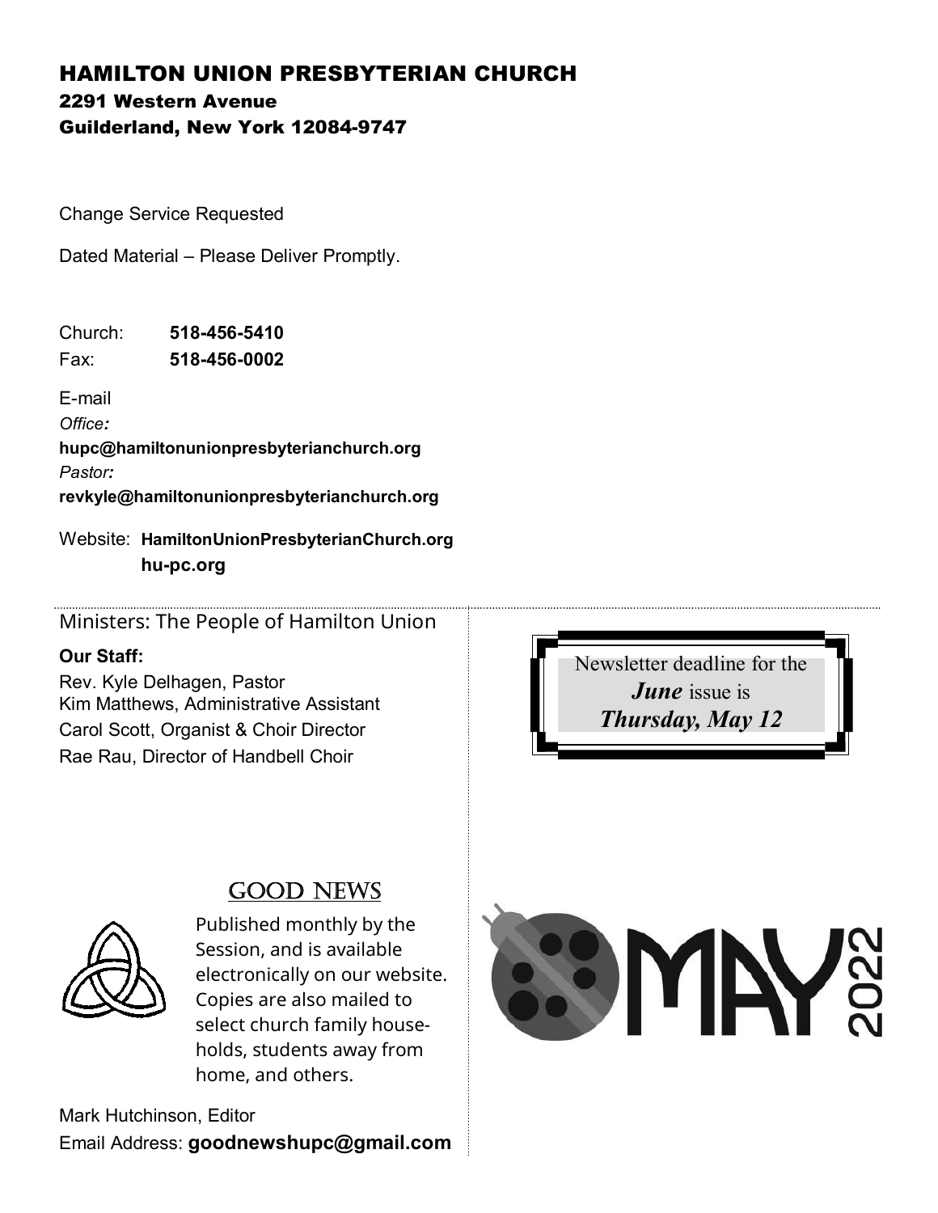## HAMILTON UNION PRESBYTERIAN CHURCH

**2291 Western Avenue**
**Guilderland, New York 12084-9747**

Change Service Requested

Dated Material – Please Deliver Promptly.

Church: **518-456-5410**
Fax: **518-456-0002**

E-mail
*Office:*
**hupc@hamiltonunionpresbyterianchurch.org**
*Pastor:*
**revkyle@hamiltonunionpresbyterianchurch.org**

Website: **HamiltonUnionPresbyterianChurch.org**
**hu-pc.org**

Ministers: The People of Hamilton Union

**Our Staff:**
Rev. Kyle Delhagen, Pastor
Kim Matthews, Administrative Assistant
Carol Scott, Organist & Choir Director
Rae Rau, Director of Handbell Choir

Newsletter deadline for the ***June*** issue is ***Thursday, May 12***

## GOOD NEWS

Published monthly by the Session, and is available electronically on our website. Copies are also mailed to select church family households, students away from home, and others.

Mark Hutchinson, Editor
Email Address: **goodnewshupc@gmail.com**

MAY 2022